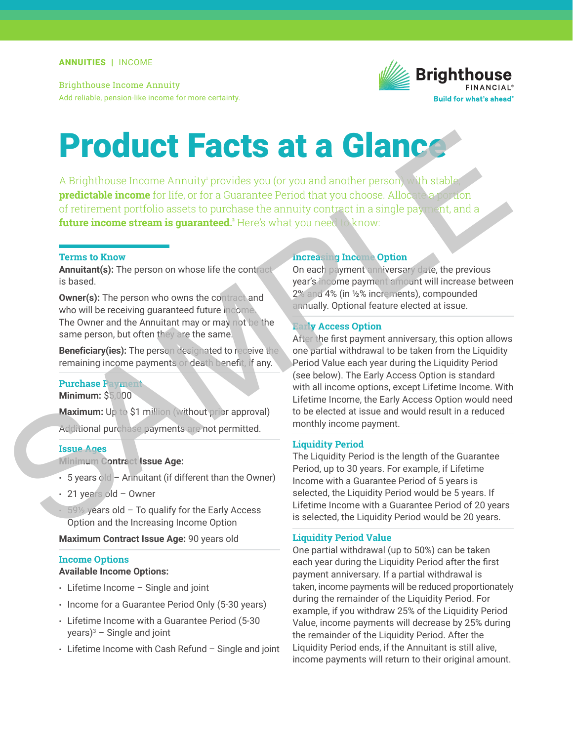ANNUITIES | INCOME

Brighthouse Income Annuity

Add reliable, pension-like income for more certainty.

Brighthouse FINANCIAL®
Build for what's ahead®

# Product Facts at a Glance

A Brighthouse Income Annuity[1] provides you (or you and another person) with stable, **predictable income** for life, or for a Guarantee Period that you choose. Allocate a portion of retirement portfolio assets to purchase the annuity contract in a single payment, and a **future income stream is guaranteed.**[2] Here's what you need to know:

## Terms to Know

**Annuitant(s):** The person on whose life the contract is based.

**Owner(s):** The person who owns the contract and who will be receiving guaranteed future income. The Owner and the Annuitant may or may not be the same person, but often they are the same.

**Beneficiary(ies):** The person designated to receive the remaining income payments or death benefit, if any.

## Purchase Payment

**Minimum:** $5,000

**Maximum:** Up to $1 million (without prior approval)

Additional purchase payments are not permitted.

## Issue Ages

**Minimum Contract Issue Age:**

- 5 years old – Annuitant (if different than the Owner)
- 21 years old – Owner
- 59½ years old – To qualify for the Early Access Option and the Increasing Income Option

**Maximum Contract Issue Age:** 90 years old

## Income Options

**Available Income Options:**

- Lifetime Income – Single and joint
- Income for a Guarantee Period Only (5-30 years)
- Lifetime Income with a Guarantee Period (5-30 years)[3] – Single and joint
- Lifetime Income with Cash Refund – Single and joint

## Increasing Income Option

On each payment anniversary date, the previous year's income payment amount will increase between 2% and 4% (in ½% increments), compounded annually. Optional feature elected at issue.

## Early Access Option

After the first payment anniversary, this option allows one partial withdrawal to be taken from the Liquidity Period Value each year during the Liquidity Period (see below). The Early Access Option is standard with all income options, except Lifetime Income. With Lifetime Income, the Early Access Option would need to be elected at issue and would result in a reduced monthly income payment.

## Liquidity Period

The Liquidity Period is the length of the Guarantee Period, up to 30 years. For example, if Lifetime Income with a Guarantee Period of 5 years is selected, the Liquidity Period would be 5 years. If Lifetime Income with a Guarantee Period of 20 years is selected, the Liquidity Period would be 20 years.

## Liquidity Period Value

One partial withdrawal (up to 50%) can be taken each year during the Liquidity Period after the first payment anniversary. If a partial withdrawal is taken, income payments will be reduced proportionately during the remainder of the Liquidity Period. For example, if you withdraw 25% of the Liquidity Period Value, income payments will decrease by 25% during the remainder of the Liquidity Period. After the Liquidity Period ends, if the Annuitant is still alive, income payments will return to their original amount.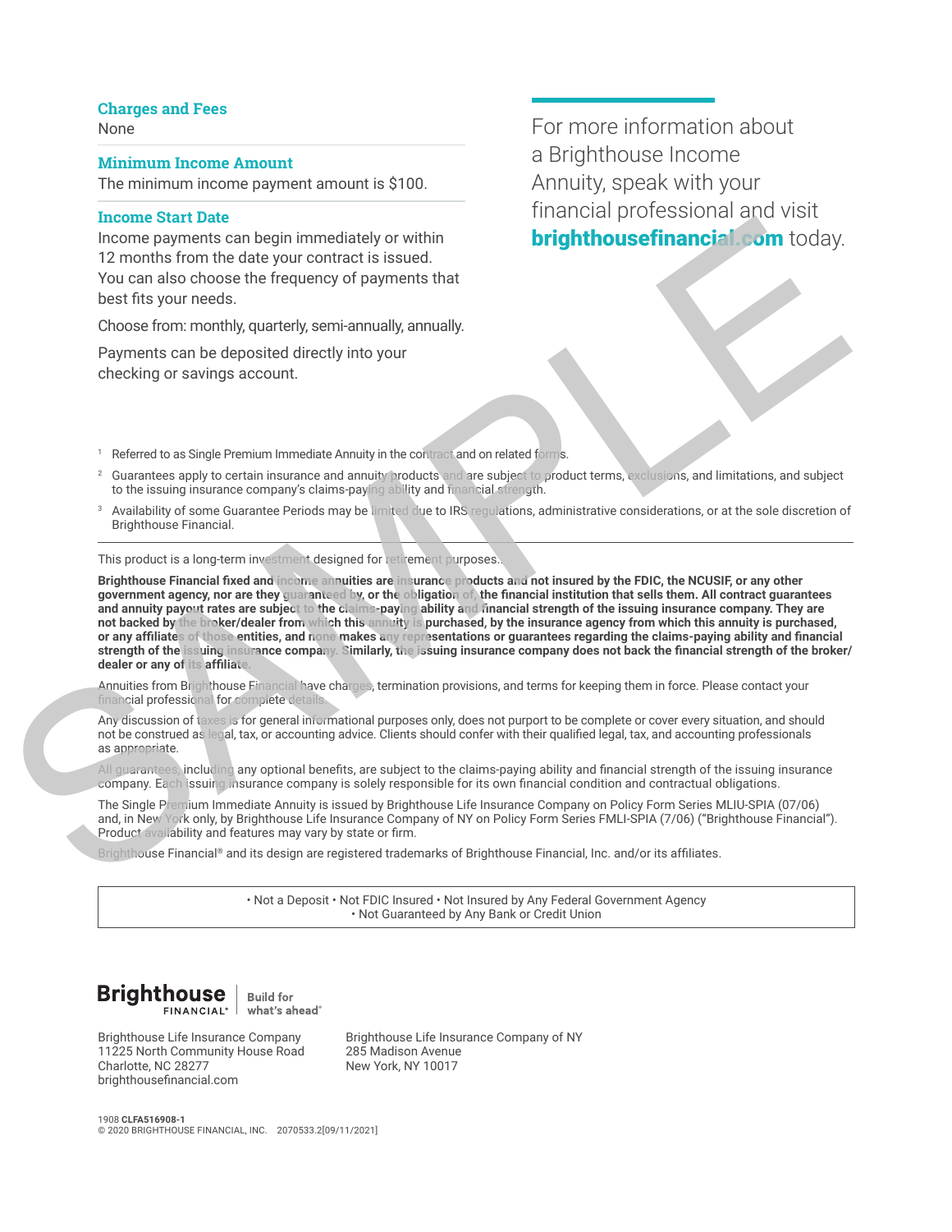### Charges and Fees

None

### Minimum Income Amount

The minimum income payment amount is $100.

### Income Start Date

Income payments can begin immediately or within 12 months from the date your contract is issued. You can also choose the frequency of payments that best fits your needs.

Choose from: monthly, quarterly, semi-annually, annually.

Payments can be deposited directly into your checking or savings account.

For more information about a Brighthouse Income Annuity, speak with your financial professional and visit **brighthousefinancial.com** today.

[1] Referred to as Single Premium Immediate Annuity in the contract and on related forms.

[2] Guarantees apply to certain insurance and annuity products and are subject to product terms, exclusions, and limitations, and subject to the issuing insurance company's claims-paying ability and financial strength.

[3] Availability of some Guarantee Periods may be limited due to IRS regulations, administrative considerations, or at the sole discretion of Brighthouse Financial.

---

This product is a long-term investment designed for retirement purposes.

**Brighthouse Financial fixed and income annuities are insurance products and not insured by the FDIC, the NCUSIF, or any other government agency, nor are they guaranteed by, or the obligation of, the financial institution that sells them. All contract guarantees and annuity payout rates are subject to the claims-paying ability and financial strength of the issuing insurance company. They are not backed by the broker/dealer from which this annuity is purchased, by the insurance agency from which this annuity is purchased, or any affiliates of those entities, and none makes any representations or guarantees regarding the claims-paying ability and financial strength of the issuing insurance company. Similarly, the issuing insurance company does not back the financial strength of the broker/dealer or any of its affiliate.**

Annuities from Brighthouse Financial have charges, termination provisions, and terms for keeping them in force. Please contact your financial professional for complete details.

Any discussion of taxes is for general informational purposes only, does not purport to be complete or cover every situation, and should not be construed as legal, tax, or accounting advice. Clients should confer with their qualified legal, tax, and accounting professionals as appropriate.

All guarantees, including any optional benefits, are subject to the claims-paying ability and financial strength of the issuing insurance company. Each issuing insurance company is solely responsible for its own financial condition and contractual obligations.

The Single Premium Immediate Annuity is issued by Brighthouse Life Insurance Company on Policy Form Series MLIU-SPIA (07/06) and, in New York only, by Brighthouse Life Insurance Company of NY on Policy Form Series FMLI-SPIA (7/06) ("Brighthouse Financial"). Product availability and features may vary by state or firm.

Brighthouse Financial® and its design are registered trademarks of Brighthouse Financial, Inc. and/or its affiliates.

• Not a Deposit • Not FDIC Insured • Not Insured by Any Federal Government Agency
• Not Guaranteed by Any Bank or Credit Union

Brighthouse FINANCIAL® | Build for what's ahead®

Brighthouse Life Insurance Company
11225 North Community House Road
Charlotte, NC 28277
brighthousefinancial.com

Brighthouse Life Insurance Company of NY
285 Madison Avenue
New York, NY 10017

1908 **CLFA516908-1**
© 2020 BRIGHTHOUSE FINANCIAL, INC. 2070533.2[09/11/2021]